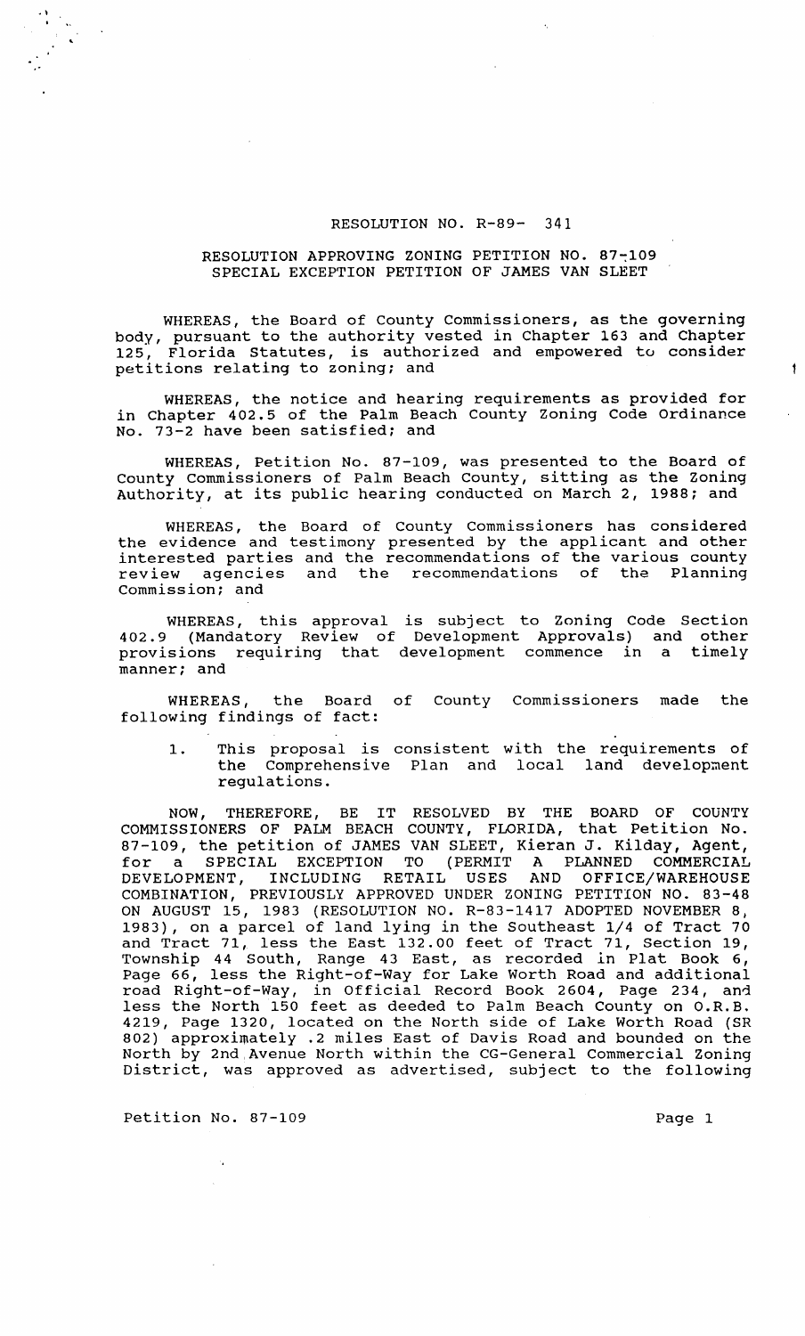# RESOLUTION NO. R-89- 341

## RESOLUTION APPROVING ZONING PETITION NO. 87-109 SPECIAL EXCEPTION PETITION OF JAMES VAN SLEET

WHEREAS, the Board of County Commissioners, as the governing body, pursuant to the authority vested in Chapter 163 and Chapter 125, Florida Statutes, is authorized and empowered to consider petitions relating to zoning; and

WHEREAS, the notice and hearing requirements as provided for in Chapter 402.5 of the Palm Beach County Zoning Code Ordinance No. 73-2 have been satisfied; and

WHEREAS, Petition No. 87-109, was presented to the Board of County Commissioners of Palm Beach County, sitting as the Zoning Authority, at its public hearing conducted on March 2, 1988; and

WHEREAS, the Board of County Commissioners has considered the evidence and testimony presented by the applicant and other interested parties and the recommendations of the various county review agencies and the recommendations of the Planning Commission; and

WHEREAS, this approval is subject to Zoning Code Section 402.9 (Mandatory Review of Development Approvals) and other provisions requiring that development commence in a timely manner; and

WHEREAS, the Board of County Commissioners made the following findings of fact:

1. This proposal is consistent with the requirements of the Comprehensive Plan and local land development regulations.

NOW, THEREFORE, BE IT RESOLVED BY THE BOARD OF COUNTY COMMISSIONERS OF PALM BEACH COUNTY, FLORIDA, that Petition No. 87-109, the petition of JAMES VAN SLEET, Kieran J. Kilday, Agent, for a SPECIAL EXCEPTION TO (PERMIT A PLANNED COMMERCIAL DEVELOPMENT, INCLUDING RETAIL USES AND OFFICE/WAREHOUSE COMBINATION, PREVIOUSLY APPROVED UNDER ZONING PETITION NO. 83-48 ON AUGUST 15, 1983 (RESOLUTION NO. R-83-1417 ADOPTED NOVEMBER 8, 1983), on a parcel of land lying in the Southeast 1/4 of Tract 70 and Tract 71, less the East 132.00 feet of Tract 71, Section 19, Township 44 South, Range 43 East, as recorded in Plat Book 6, Page 66, less the Right-of-Way for Lake Worth Road and additional road Right-of-Way, in Official Record Book 2604, Page 234, and less the North 150 feet as deeded to Palm Beach County on O.R.B. 4219, Page 1320, located on the North side of Lake Worth Road (SR 802) approximately .2 miles East of Davis Road and bounded on the North by 2nd Avenue North within the CG-General Commercial Zoning District, was approved as advertised, subject to the following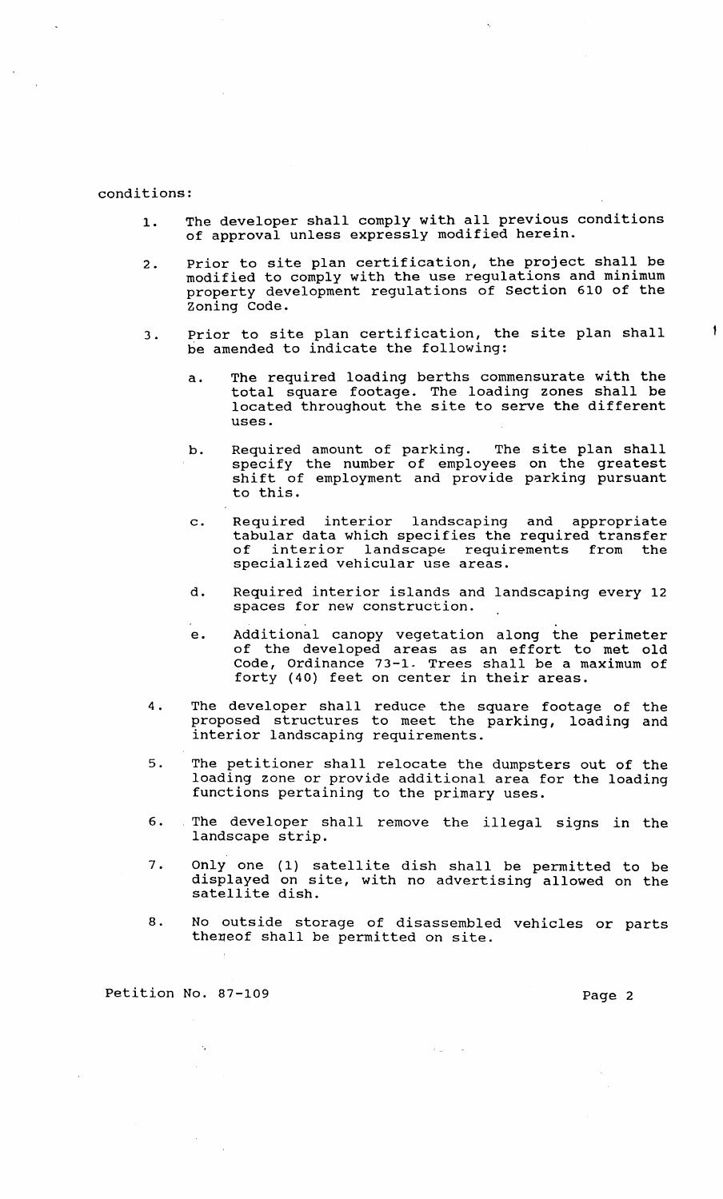conditions:

1. The developer shall comply with all previous conditions of approval unless expressly modified herein.

2. Prior to site plan certification, the project shall be modified to comply with the use regulations and minimum property development regulations of Section 610 of the Zoning Code.

3. Prior to site plan certification, the site plan shall be amended to indicate the following:

   a. The required loading berths commensurate with the total square footage. The loading zones shall be located throughout the site to serve the different uses.

   b. Required amount of parking. The site plan shall specify the number of employees on the greatest shift of employment and provide parking pursuant to this.

   c. Required interior landscaping and appropriate tabular data which specifies the required transfer of interior landscape requirements from the specialized vehicular use areas.

   d. Required interior islands and landscaping every 12 spaces for new construction.

   e. Additional canopy vegetation along the perimeter of the developed areas as an effort to met old Code, Ordinance 73-1. Trees shall be a maximum of forty (40) feet on center in their areas.

4. The developer shall reduce the square footage of the proposed structures to meet the parking, loading and interior landscaping requirements.

5. The petitioner shall relocate the dumpsters out of the loading zone or provide additional area for the loading functions pertaining to the primary uses.

6. The developer shall remove the illegal signs in the landscape strip.

7. Only one (1) satellite dish shall be permitted to be displayed on site, with no advertising allowed on the satellite dish.

8. No outside storage of disassembled vehicles or parts thereof shall be permitted on site.

Petition No. 87-109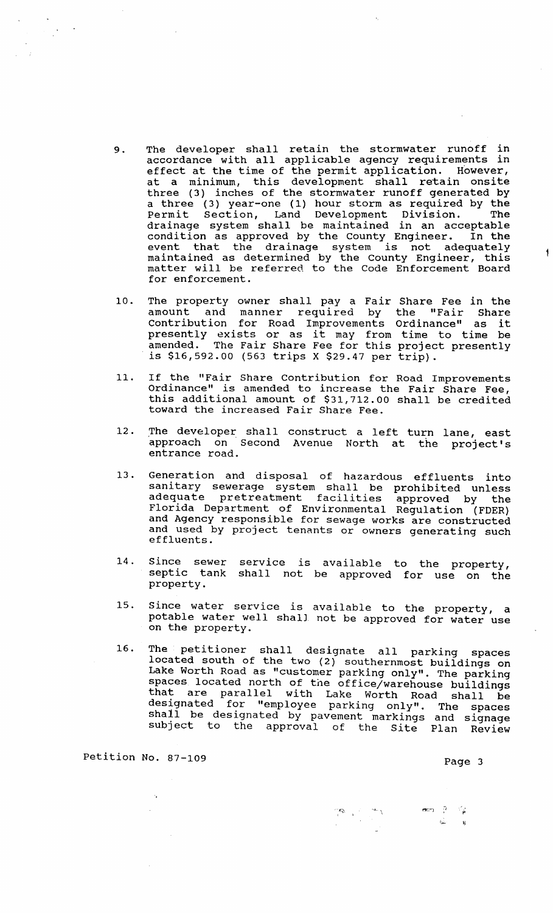9. The developer shall retain the stormwater runoff in accordance with all applicable agency requirements in effect at the time of the permit application. However, at a minimum, this development shall retain onsite three (3) inches of the stormwater runoff generated by a three (3) year-one (1) hour storm as required by the Permit Section, Land Development Division. The drainage system shall be maintained in an acceptable condition as approved by the County Engineer. In the event that the drainage system is not adequately maintained as determined by the County Engineer, this matter will be referred to the Code Enforcement Board for enforcement.

10. The property owner shall pay a Fair Share Fee in the amount and manner required by the "Fair Share Contribution for Road Improvements Ordinance" as it presently exists or as it may from time to time be amended. The Fair Share Fee for this project presently is $16,592.00 (563 trips X $29.47 per trip).

11. If the "Fair Share Contribution for Road Improvements Ordinance" is amended to increase the Fair Share Fee, this additional amount of $31,712.00 shall be credited toward the increased Fair Share Fee.

12. The developer shall construct a left turn lane, east approach on Second Avenue North at the project's entrance road.

13. Generation and disposal of hazardous effluents into sanitary sewerage system shall be prohibited unless adequate pretreatment facilities approved by the Florida Department of Environmental Regulation (FDER) and Agency responsible for sewage works are constructed and used by project tenants or owners generating such effluents.

14. Since sewer service is available to the property, septic tank shall not be approved for use on the property.

15. Since water service is available to the property, a potable water well shall not be approved for water use on the property.

16. The petitioner shall designate all parking spaces located south of the two (2) southernmost buildings on Lake Worth Road as "customer parking only". The parking spaces located north of the office/warehouse buildings that are parallel with Lake Worth Road shall be designated for "employee parking only". The spaces shall be designated by pavement markings and signage subject to the approval of the Site Plan Review

Petition No. 87-109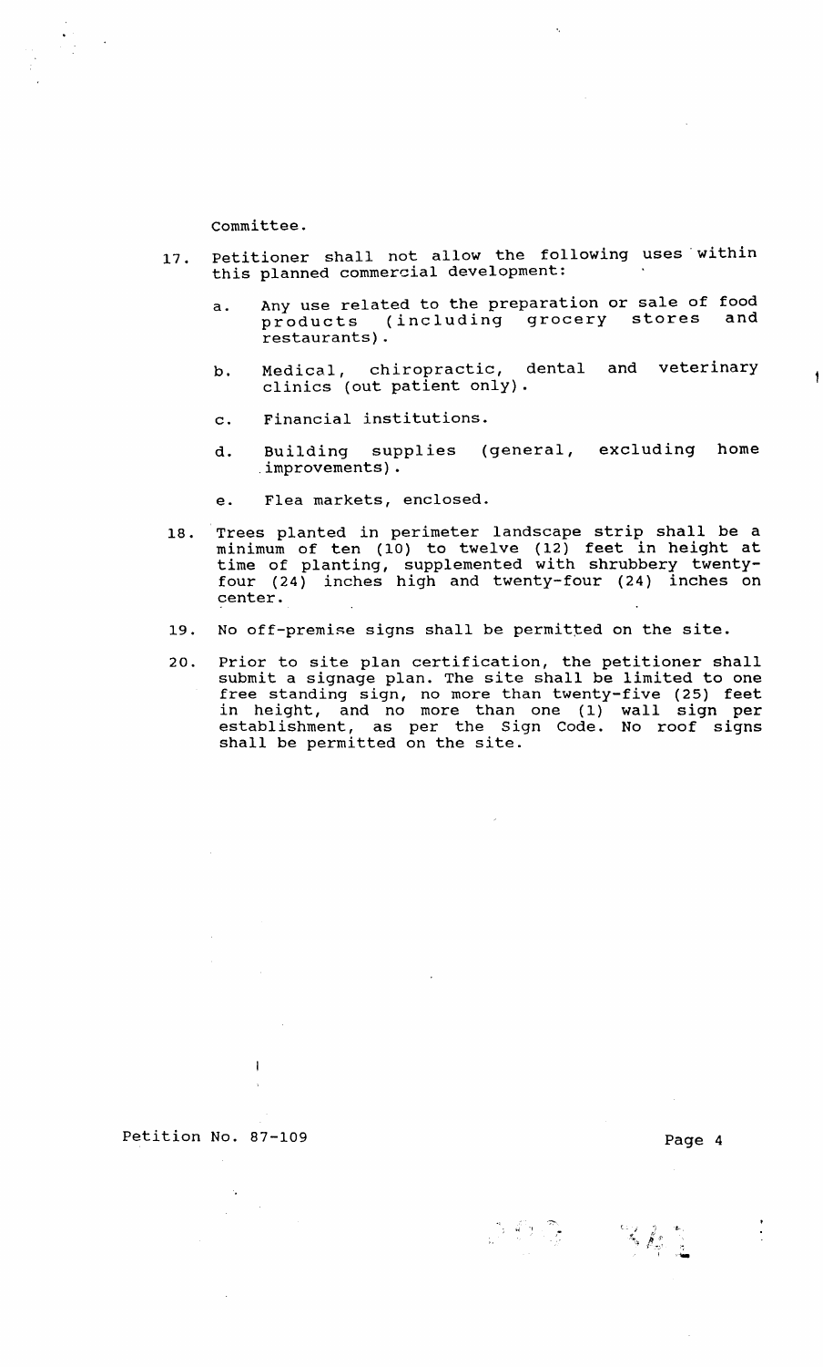Committee.

17. Petitioner shall not allow the following uses within this planned commercial development:

    a. Any use related to the preparation or sale of food products (including grocery stores and restaurants).

    b. Medical, chiropractic, dental and veterinary clinics (out patient only).

    c. Financial institutions.

    d. Building supplies (general, excluding home improvements).

    e. Flea markets, enclosed.

18. Trees planted in perimeter landscape strip shall be a minimum of ten (10) to twelve (12) feet in height at time of planting, supplemented with shrubbery twenty-four (24) inches high and twenty-four (24) inches on center.

19. No off-premise signs shall be permitted on the site.

20. Prior to site plan certification, the petitioner shall submit a signage plan. The site shall be limited to one free standing sign, no more than twenty-five (25) feet in height, and no more than one (1) wall sign per establishment, as per the Sign Code. No roof signs shall be permitted on the site.

Petition No. 87-109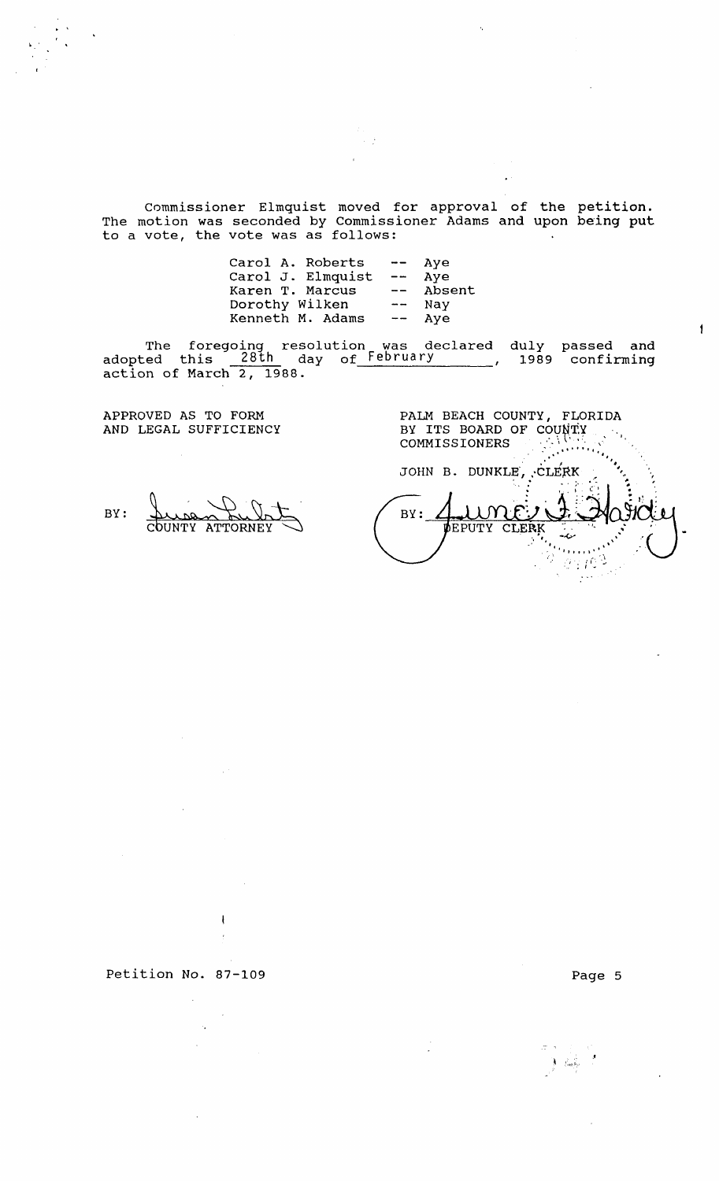Commissioner Elmquist moved for approval of the petition. The motion was seconded by Commissioner Adams and upon being put to a vote, the vote was as follows:

| | | |
|---|---|---|
| Carol A. Roberts | -- | Aye |
| Carol J. Elmquist | -- | Aye |
| Karen T. Marcus | -- | Absent |
| Dorothy Wilken | -- | Nay |
| Kenneth M. Adams | -- | Aye |

The foregoing resolution was declared duly passed and adopted this 28th day of February, 1989 confirming action of March 2, 1988.

APPROVED AS TO FORM AND LEGAL SUFFICIENCY

BY: COUNTY ATTORNEY

PALM BEACH COUNTY, FLORIDA BY ITS BOARD OF COUNTY COMMISSIONERS

JOHN B. DUNKLE, CLERK

BY: DEPUTY CLERK

Petition No. 87-109